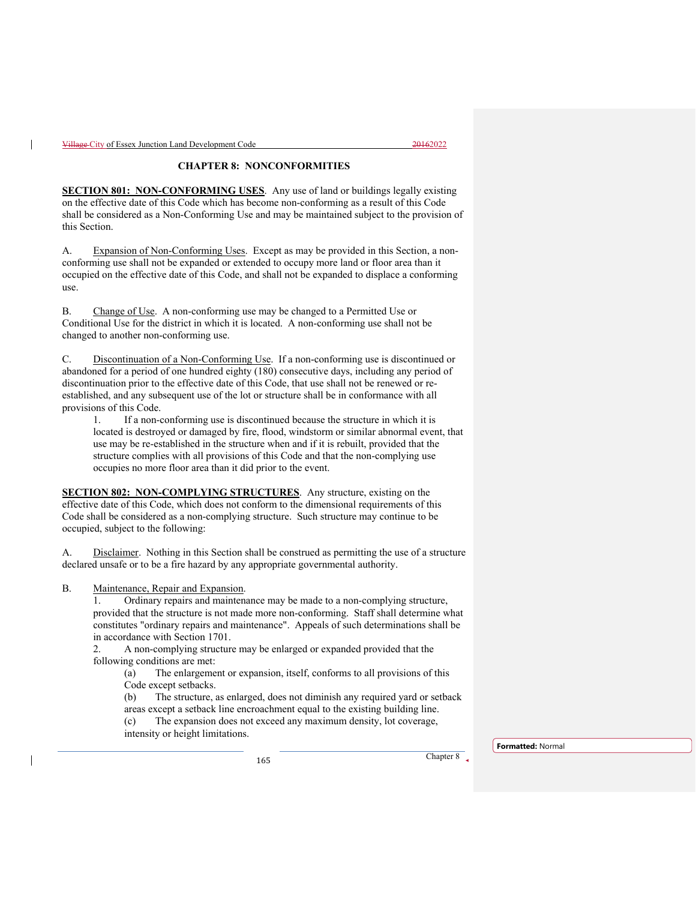# CHAPTER 8: NONCONFORMITIES

**SECTION 801: NON-CONFORMING USES**. Any use of land or buildings legally existing on the effective date of this Code which has become non-conforming as a result of this Code shall be considered as a Non-Conforming Use and may be maintained subject to the provision of this Section.

A. Expansion of Non-Conforming Uses. Except as may be provided in this Section, a non-conforming use shall not be expanded or extended to occupy more land or floor area than it occupied on the effective date of this Code, and shall not be expanded to displace a conforming use.

B. Change of Use. A non-conforming use may be changed to a Permitted Use or Conditional Use for the district in which it is located. A non-conforming use shall not be changed to another non-conforming use.

C. Discontinuation of a Non-Conforming Use. If a non-conforming use is discontinued or abandoned for a period of one hundred eighty (180) consecutive days, including any period of discontinuation prior to the effective date of this Code, that use shall not be renewed or re-established, and any subsequent use of the lot or structure shall be in conformance with all provisions of this Code.

1. If a non-conforming use is discontinued because the structure in which it is located is destroyed or damaged by fire, flood, windstorm or similar abnormal event, that use may be re-established in the structure when and if it is rebuilt, provided that the structure complies with all provisions of this Code and that the non-complying use occupies no more floor area than it did prior to the event.

**SECTION 802: NON-COMPLYING STRUCTURES**. Any structure, existing on the effective date of this Code, which does not conform to the dimensional requirements of this Code shall be considered as a non-complying structure. Such structure may continue to be occupied, subject to the following:

A. Disclaimer. Nothing in this Section shall be construed as permitting the use of a structure declared unsafe or to be a fire hazard by any appropriate governmental authority.

B. Maintenance, Repair and Expansion.

1. Ordinary repairs and maintenance may be made to a non-complying structure, provided that the structure is not made more non-conforming. Staff shall determine what constitutes "ordinary repairs and maintenance". Appeals of such determinations shall be in accordance with Section 1701.

2. A non-complying structure may be enlarged or expanded provided that the following conditions are met:

   (a) The enlargement or expansion, itself, conforms to all provisions of this Code except setbacks.

   (b) The structure, as enlarged, does not diminish any required yard or setback areas except a setback line encroachment equal to the existing building line.

   (c) The expansion does not exceed any maximum density, lot coverage, intensity or height limitations.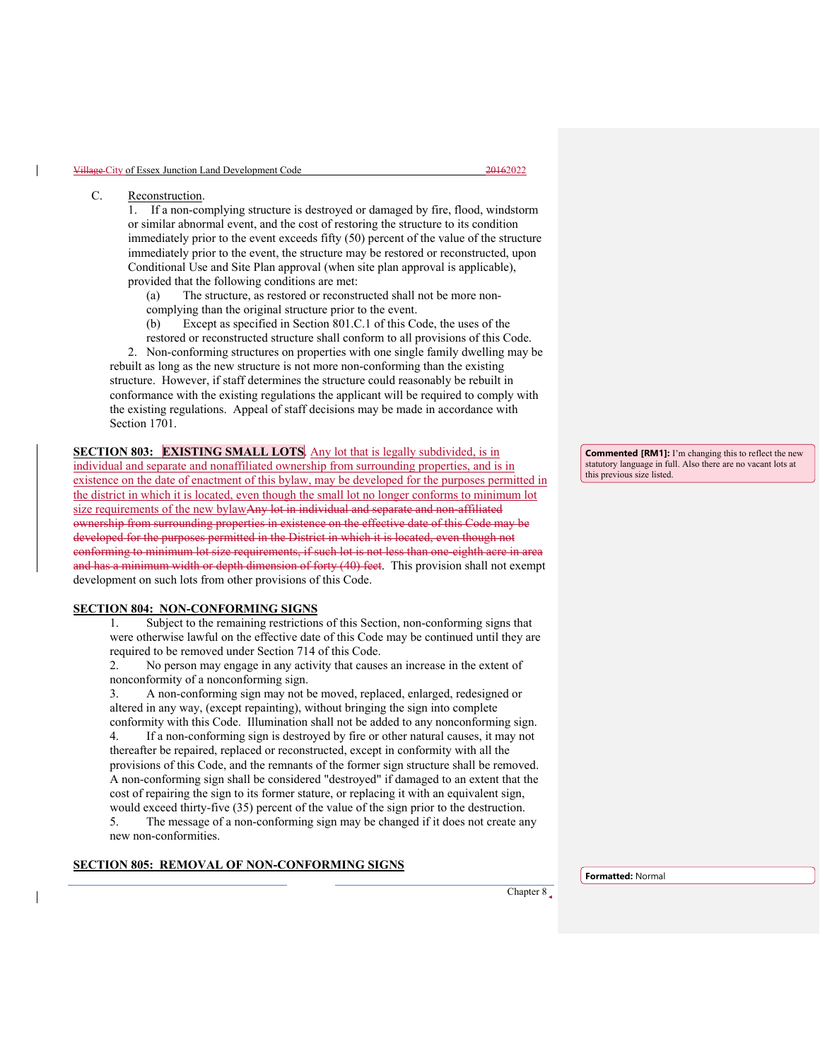C. Reconstruction.

1. If a non-complying structure is destroyed or damaged by fire, flood, windstorm or similar abnormal event, and the cost of restoring the structure to its condition immediately prior to the event exceeds fifty (50) percent of the value of the structure immediately prior to the event, the structure may be restored or reconstructed, upon Conditional Use and Site Plan approval (when site plan approval is applicable), provided that the following conditions are met:

   (a) The structure, as restored or reconstructed shall not be more non-complying than the original structure prior to the event.

   (b) Except as specified in Section 801.C.1 of this Code, the uses of the restored or reconstructed structure shall conform to all provisions of this Code.

2. Non-conforming structures on properties with one single family dwelling may be rebuilt as long as the new structure is not more non-conforming than the existing structure. However, if staff determines the structure could reasonably be rebuilt in conformance with the existing regulations the applicant will be required to comply with the existing regulations. Appeal of staff decisions may be made in accordance with Section 1701.

**SECTION 803: EXISTING SMALL LOTS**. Any lot that is legally subdivided, is in individual and separate and nonaffiliated ownership from surrounding properties, and is in existence on the date of enactment of this bylaw, may be developed for the purposes permitted in the district in which it is located, even though the small lot no longer conforms to minimum lot size requirements of the new bylaw~~Any lot in individual and separate and non-affiliated ownership from surrounding properties in existence on the effective date of this Code may be developed for the purposes permitted in the District in which it is located, even though not conforming to minimum lot size requirements, if such lot is not less than one-eighth acre in area and has a minimum width or depth dimension of forty (40) feet~~. This provision shall not exempt development on such lots from other provisions of this Code.

> **Commented [RM1]:** I'm changing this to reflect the new statutory language in full. Also there are no vacant lots at this previous size listed.

**SECTION 804: NON-CONFORMING SIGNS**

1. Subject to the remaining restrictions of this Section, non-conforming signs that were otherwise lawful on the effective date of this Code may be continued until they are required to be removed under Section 714 of this Code.
2. No person may engage in any activity that causes an increase in the extent of nonconformity of a nonconforming sign.
3. A non-conforming sign may not be moved, replaced, enlarged, redesigned or altered in any way, (except repainting), without bringing the sign into complete conformity with this Code. Illumination shall not be added to any nonconforming sign.
4. If a non-conforming sign is destroyed by fire or other natural causes, it may not thereafter be repaired, replaced or reconstructed, except in conformity with all the provisions of this Code, and the remnants of the former sign structure shall be removed. A non-conforming sign shall be considered "destroyed" if damaged to an extent that the cost of repairing the sign to its former stature, or replacing it with an equivalent sign, would exceed thirty-five (35) percent of the value of the sign prior to the destruction.
5. The message of a non-conforming sign may be changed if it does not create any new non-conformities.

**SECTION 805: REMOVAL OF NON-CONFORMING SIGNS**

> **Formatted:** Normal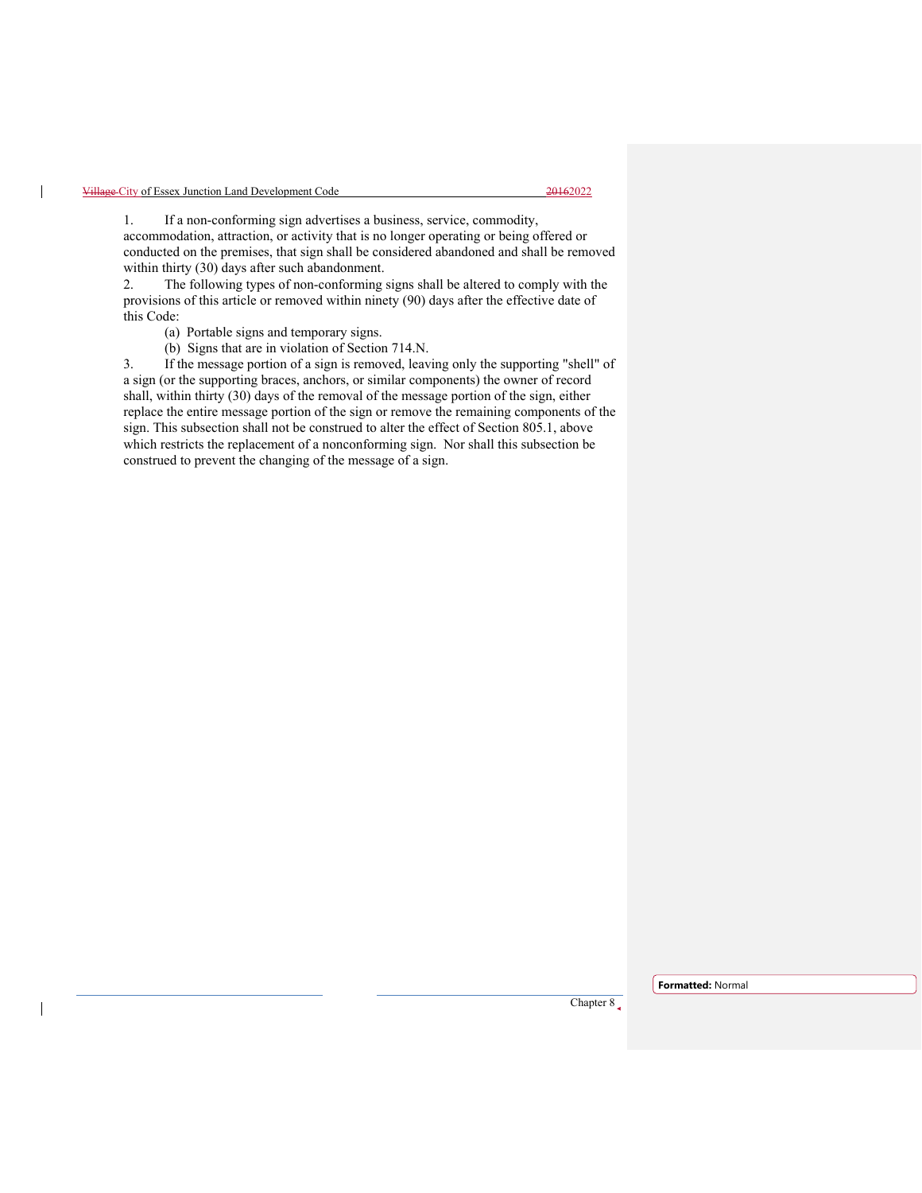1. If a non-conforming sign advertises a business, service, commodity, accommodation, attraction, or activity that is no longer operating or being offered or conducted on the premises, that sign shall be considered abandoned and shall be removed within thirty (30) days after such abandonment.

2. The following types of non-conforming signs shall be altered to comply with the provisions of this article or removed within ninety (90) days after the effective date of this Code:
   - (a) Portable signs and temporary signs.
   - (b) Signs that are in violation of Section 714.N.

3. If the message portion of a sign is removed, leaving only the supporting "shell" of a sign (or the supporting braces, anchors, or similar components) the owner of record shall, within thirty (30) days of the removal of the message portion of the sign, either replace the entire message portion of the sign or remove the remaining components of the sign. This subsection shall not be construed to alter the effect of Section 805.1, above which restricts the replacement of a nonconforming sign. Nor shall this subsection be construed to prevent the changing of the message of a sign.